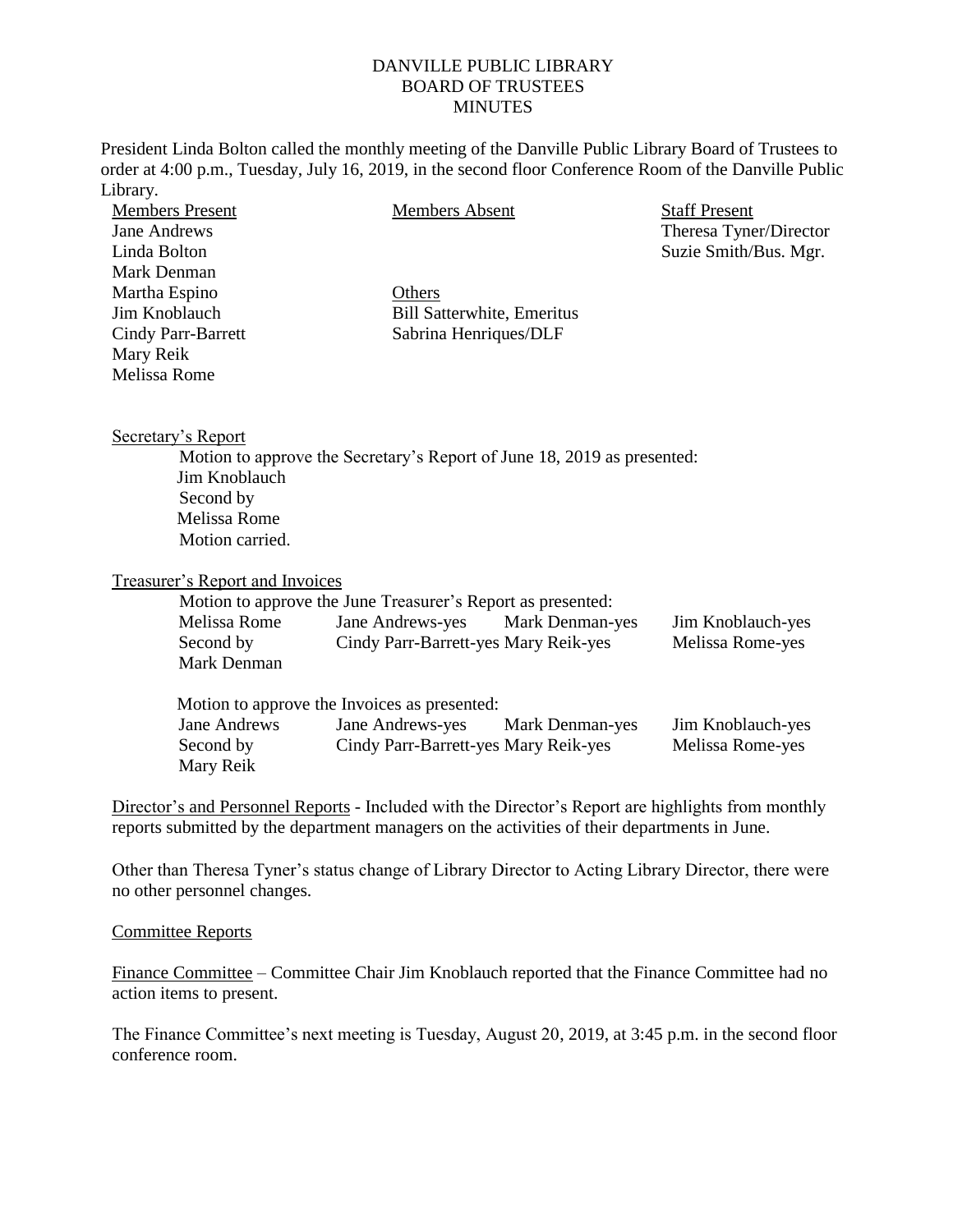# DANVILLE PUBLIC LIBRARY
## BOARD OF TRUSTEES
## MINUTES

President Linda Bolton called the monthly meeting of the Danville Public Library Board of Trustees to order at 4:00 p.m., Tuesday, July 16, 2019, in the second floor Conference Room of the Danville Public Library.

| Members Present | Members Absent | Staff Present |
|---|---|---|
| Jane Andrews | | Theresa Tyner/Director |
| Linda Bolton | | Suzie Smith/Bus. Mgr. |
| Mark Denman | | |
| Martha Espino | Others | |
| Jim Knoblauch | Bill Satterwhite, Emeritus | |
| Cindy Parr-Barrett | Sabrina Henriques/DLF | |
| Mary Reik | | |
| Melissa Rome | | |

Secretary's Report

Motion to approve the Secretary's Report of June 18, 2019 as presented:
Jim Knoblauch
Second by
Melissa Rome
Motion carried.

Treasurer's Report and Invoices

Motion to approve the June Treasurer's Report as presented:

| | | | |
|---|---|---|---|
| Melissa Rome | Jane Andrews-yes | Mark Denman-yes | Jim Knoblauch-yes |
| Second by | Cindy Parr-Barrett-yes | Mary Reik-yes | Melissa Rome-yes |
| Mark Denman | | | |

Motion to approve the Invoices as presented:

| | | | |
|---|---|---|---|
| Jane Andrews | Jane Andrews-yes | Mark Denman-yes | Jim Knoblauch-yes |
| Second by | Cindy Parr-Barrett-yes | Mary Reik-yes | Melissa Rome-yes |
| Mary Reik | | | |

Director's and Personnel Reports - Included with the Director's Report are highlights from monthly reports submitted by the department managers on the activities of their departments in June.

Other than Theresa Tyner's status change of Library Director to Acting Library Director, there were no other personnel changes.

Committee Reports

Finance Committee – Committee Chair Jim Knoblauch reported that the Finance Committee had no action items to present.

The Finance Committee's next meeting is Tuesday, August 20, 2019, at 3:45 p.m. in the second floor conference room.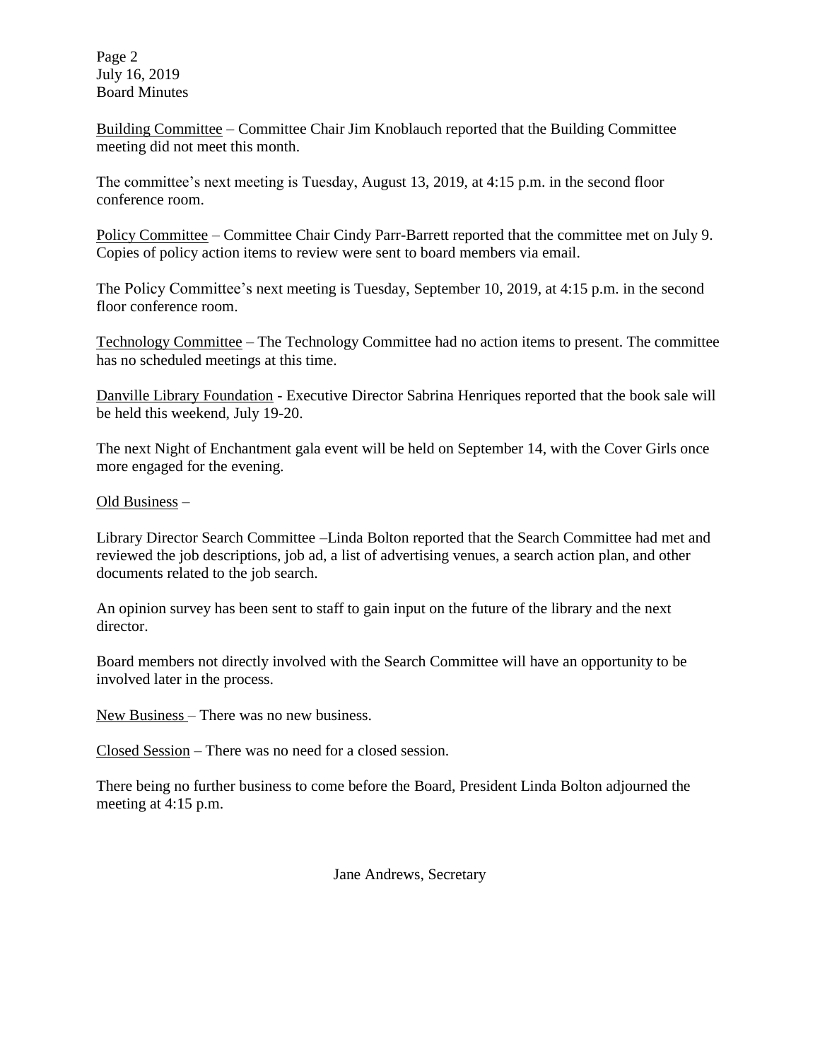Building Committee – Committee Chair Jim Knoblauch reported that the Building Committee meeting did not meet this month.

The committee's next meeting is Tuesday, August 13, 2019, at 4:15 p.m. in the second floor conference room.

Policy Committee – Committee Chair Cindy Parr-Barrett reported that the committee met on July 9. Copies of policy action items to review were sent to board members via email.

The Policy Committee's next meeting is Tuesday, September 10, 2019, at 4:15 p.m. in the second floor conference room.

Technology Committee – The Technology Committee had no action items to present. The committee has no scheduled meetings at this time.

Danville Library Foundation - Executive Director Sabrina Henriques reported that the book sale will be held this weekend, July 19-20.

The next Night of Enchantment gala event will be held on September 14, with the Cover Girls once more engaged for the evening.

Old Business –

Library Director Search Committee –Linda Bolton reported that the Search Committee had met and reviewed the job descriptions, job ad, a list of advertising venues, a search action plan, and other documents related to the job search.

An opinion survey has been sent to staff to gain input on the future of the library and the next director.

Board members not directly involved with the Search Committee will have an opportunity to be involved later in the process.

New Business – There was no new business.

Closed Session – There was no need for a closed session.

There being no further business to come before the Board, President Linda Bolton adjourned the meeting at 4:15 p.m.

Jane Andrews, Secretary